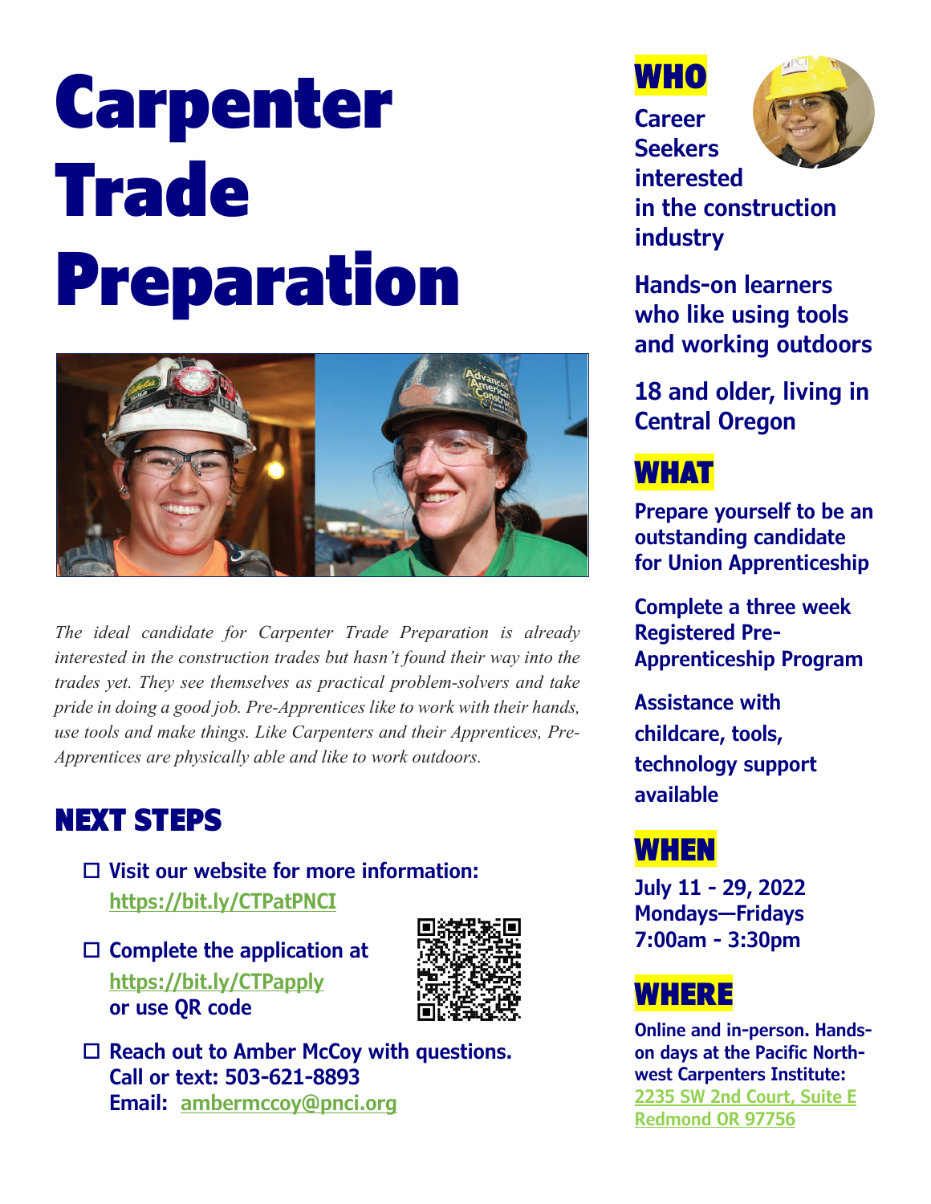# Carpenter Trade Preparation

*The ideal candidate for Carpenter Trade Preparation is already interested in the construction trades but hasn't found their way into the trades yet. They see themselves as practical problem-solvers and take pride in doing a good job. Pre-Apprentices like to work with their hands, use tools and make things. Like Carpenters and their Apprentices, Pre-Apprentices are physically able and like to work outdoors.*

## NEXT STEPS

- ☐ **Visit our website for more information:** **https://bit.ly/CTPatPNCI**
- ☐ **Complete the application at** **https://bit.ly/CTPapply** **or use QR code**
- ☐ **Reach out to Amber McCoy with questions. Call or text: 503-621-8893** **Email: ambermccoy@pnci.org**

## WHO

**Career Seekers interested in the construction industry**

**Hands-on learners who like using tools and working outdoors**

**18 and older, living in Central Oregon**

## WHAT

**Prepare yourself to be an outstanding candidate for Union Apprenticeship**

**Complete a three week Registered Pre-Apprenticeship Program**

**Assistance with childcare, tools, technology support available**

## WHEN

**July 11 - 29, 2022**
**Mondays—Fridays**
**7:00am - 3:30pm**

## WHERE

**Online and in-person. Hands-on days at the Pacific Northwest Carpenters Institute:**
**2235 SW 2nd Court, Suite E**
**Redmond OR 97756**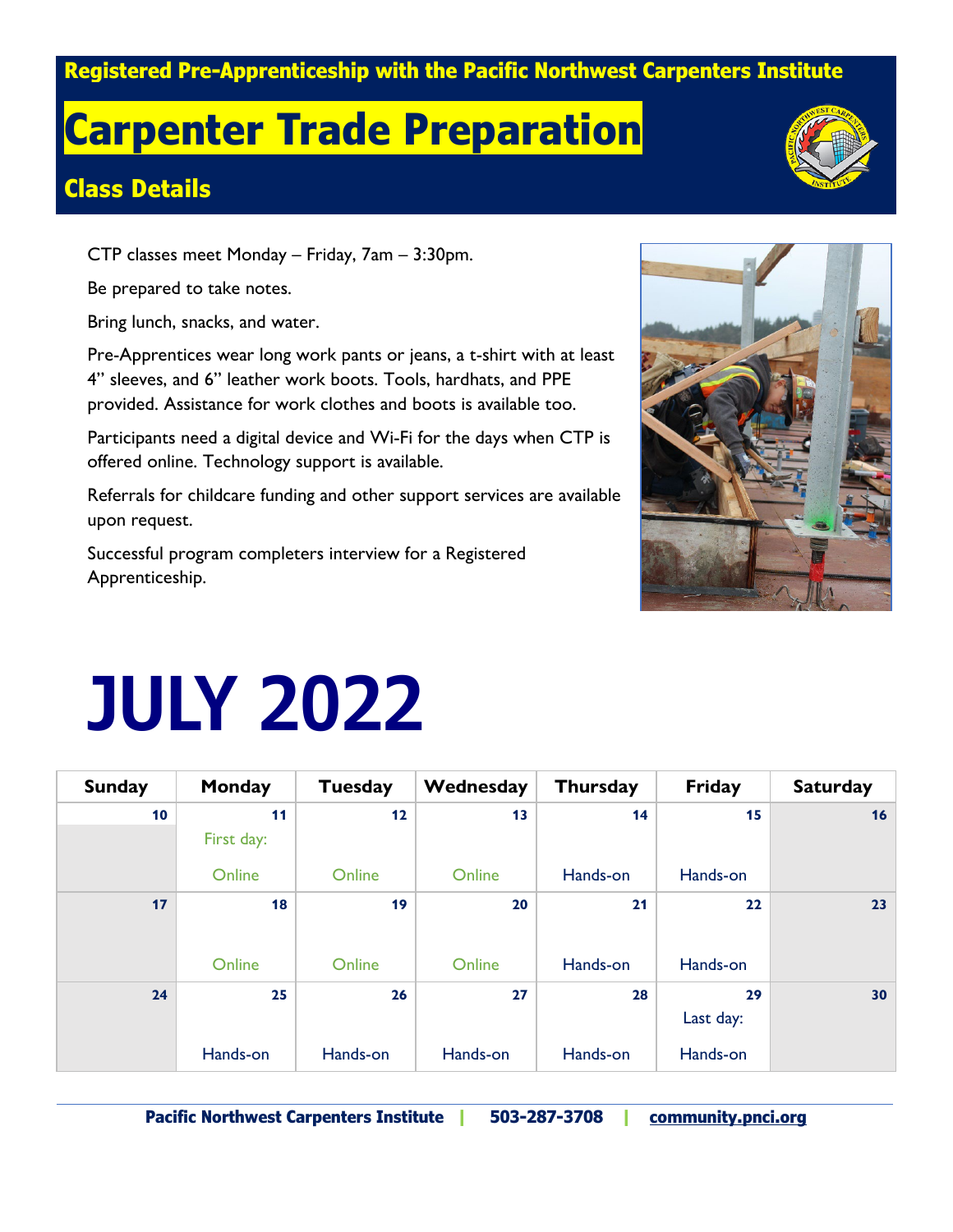**Registered Pre-Apprenticeship with the Pacific Northwest Carpenters Institute**

# Carpenter Trade Preparation

## Class Details

CTP classes meet Monday – Friday, 7am – 3:30pm.

Be prepared to take notes.

Bring lunch, snacks, and water.

Pre-Apprentices wear long work pants or jeans, a t-shirt with at least 4" sleeves, and 6" leather work boots. Tools, hardhats, and PPE provided. Assistance for work clothes and boots is available too.

Participants need a digital device and Wi-Fi for the days when CTP is offered online. Technology support is available.

Referrals for childcare funding and other support services are available upon request.

Successful program completers interview for a Registered Apprenticeship.

# JULY 2022

| Sunday | Monday | Tuesday | Wednesday | Thursday | Friday | Saturday |
|---|---|---|---|---|---|---|
| 10 | 11 First day: Online | 12 Online | 13 Online | 14 Hands-on | 15 Hands-on | 16 |
| 17 | 18 Online | 19 Online | 20 Online | 21 Hands-on | 22 Hands-on | 23 |
| 24 | 25 Hands-on | 26 Hands-on | 27 Hands-on | 28 Hands-on | 29 Last day: Hands-on | 30 |

**Pacific Northwest Carpenters Institute | 503-287-3708 | community.pnci.org**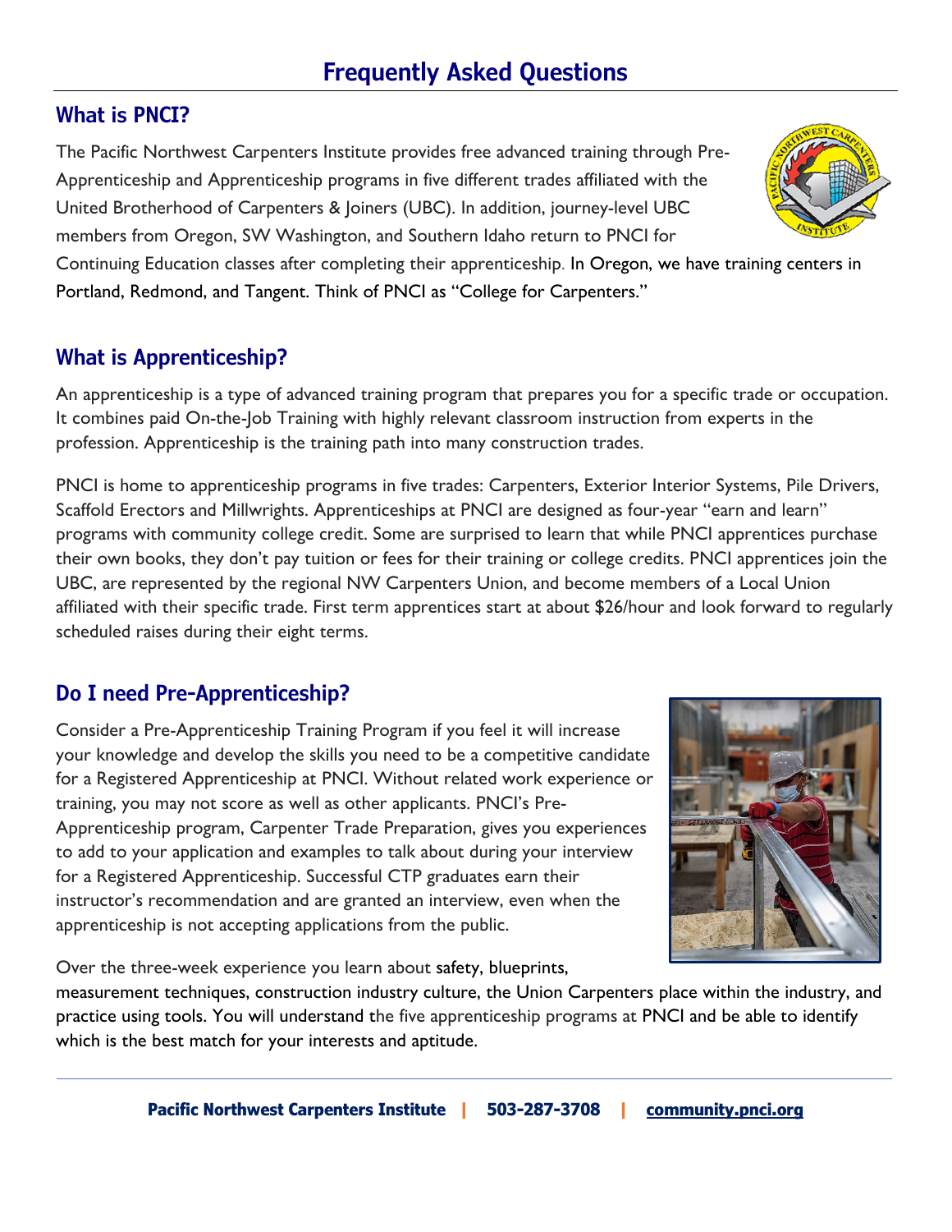# Frequently Asked Questions

## What is PNCI?

The Pacific Northwest Carpenters Institute provides free advanced training through Pre-Apprenticeship and Apprenticeship programs in five different trades affiliated with the United Brotherhood of Carpenters & Joiners (UBC). In addition, journey-level UBC members from Oregon, SW Washington, and Southern Idaho return to PNCI for Continuing Education classes after completing their apprenticeship. In Oregon, we have training centers in Portland, Redmond, and Tangent. Think of PNCI as "College for Carpenters."

## What is Apprenticeship?

An apprenticeship is a type of advanced training program that prepares you for a specific trade or occupation. It combines paid On-the-Job Training with highly relevant classroom instruction from experts in the profession. Apprenticeship is the training path into many construction trades.

PNCI is home to apprenticeship programs in five trades: Carpenters, Exterior Interior Systems, Pile Drivers, Scaffold Erectors and Millwrights. Apprenticeships at PNCI are designed as four-year "earn and learn" programs with community college credit. Some are surprised to learn that while PNCI apprentices purchase their own books, they don't pay tuition or fees for their training or college credits. PNCI apprentices join the UBC, are represented by the regional NW Carpenters Union, and become members of a Local Union affiliated with their specific trade. First term apprentices start at about $26/hour and look forward to regularly scheduled raises during their eight terms.

## Do I need Pre-Apprenticeship?

Consider a Pre-Apprenticeship Training Program if you feel it will increase your knowledge and develop the skills you need to be a competitive candidate for a Registered Apprenticeship at PNCI. Without related work experience or training, you may not score as well as other applicants. PNCI's Pre-Apprenticeship program, Carpenter Trade Preparation, gives you experiences to add to your application and examples to talk about during your interview for a Registered Apprenticeship. Successful CTP graduates earn their instructor's recommendation and are granted an interview, even when the apprenticeship is not accepting applications from the public.

Over the three-week experience you learn about safety, blueprints, measurement techniques, construction industry culture, the Union Carpenters place within the industry, and practice using tools. You will understand the five apprenticeship programs at PNCI and be able to identify which is the best match for your interests and aptitude.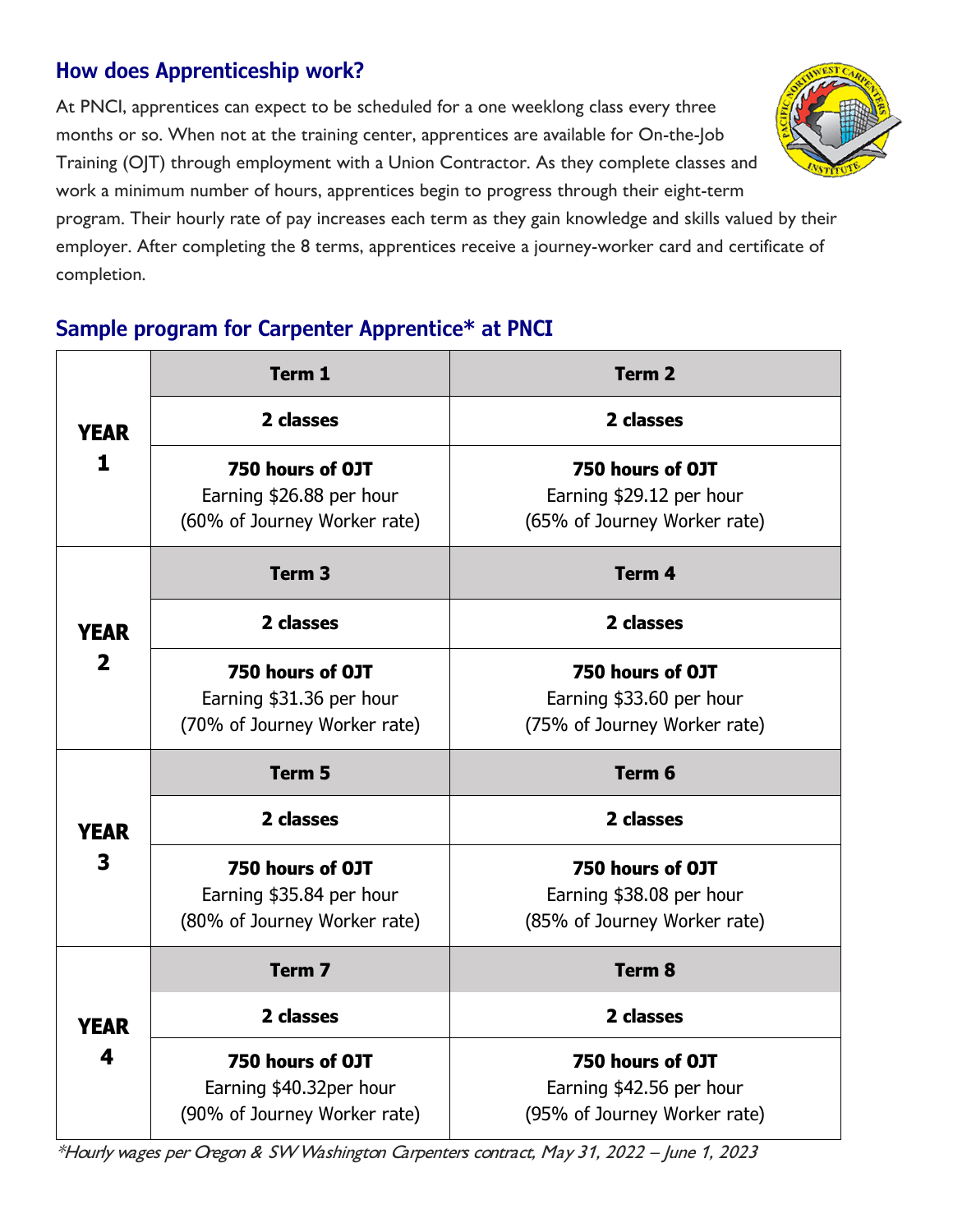## How does Apprenticeship work?

At PNCI, apprentices can expect to be scheduled for a one weeklong class every three months or so. When not at the training center, apprentices are available for On-the-Job Training (OJT) through employment with a Union Contractor. As they complete classes and work a minimum number of hours, apprentices begin to progress through their eight-term program. Their hourly rate of pay increases each term as they gain knowledge and skills valued by their employer. After completing the 8 terms, apprentices receive a journey-worker card and certificate of completion.

## Sample program for Carpenter Apprentice* at PNCI

| | | |
|---|---|---|
| **YEAR 1** | **Term 1** | **Term 2** |
| | **2 classes** | **2 classes** |
| | **750 hours of OJT**<br>Earning $26.88 per hour<br>(60% of Journey Worker rate) | **750 hours of OJT**<br>Earning $29.12 per hour<br>(65% of Journey Worker rate) |
| **YEAR 2** | **Term 3** | **Term 4** |
| | **2 classes** | **2 classes** |
| | **750 hours of OJT**<br>Earning $31.36 per hour<br>(70% of Journey Worker rate) | **750 hours of OJT**<br>Earning $33.60 per hour<br>(75% of Journey Worker rate) |
| **YEAR 3** | **Term 5** | **Term 6** |
| | **2 classes** | **2 classes** |
| | **750 hours of OJT**<br>Earning $35.84 per hour<br>(80% of Journey Worker rate) | **750 hours of OJT**<br>Earning $38.08 per hour<br>(85% of Journey Worker rate) |
| **YEAR 4** | **Term 7** | **Term 8** |
| | **2 classes** | **2 classes** |
| | **750 hours of OJT**<br>Earning $40.32per hour<br>(90% of Journey Worker rate) | **750 hours of OJT**<br>Earning $42.56 per hour<br>(95% of Journey Worker rate) |

*\*Hourly wages per Oregon & SW Washington Carpenters contract, May 31, 2022 – June 1, 2023*